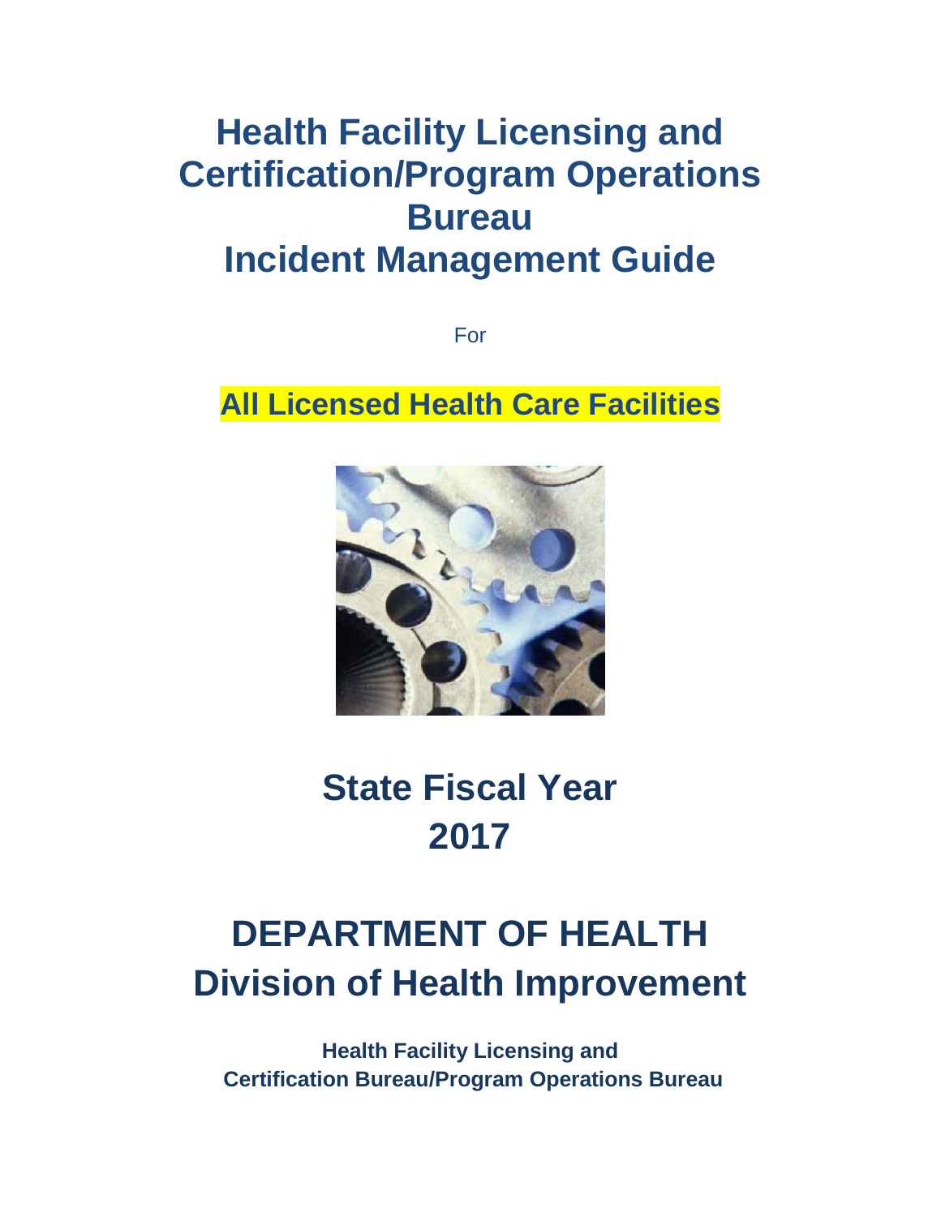# Health Facility Licensing and Certification/Program Operations Bureau Incident Management Guide

For

**All Licensed Health Care Facilities**

## State Fiscal Year 2017

# DEPARTMENT OF HEALTH Division of Health Improvement

**Health Facility Licensing and Certification Bureau/Program Operations Bureau**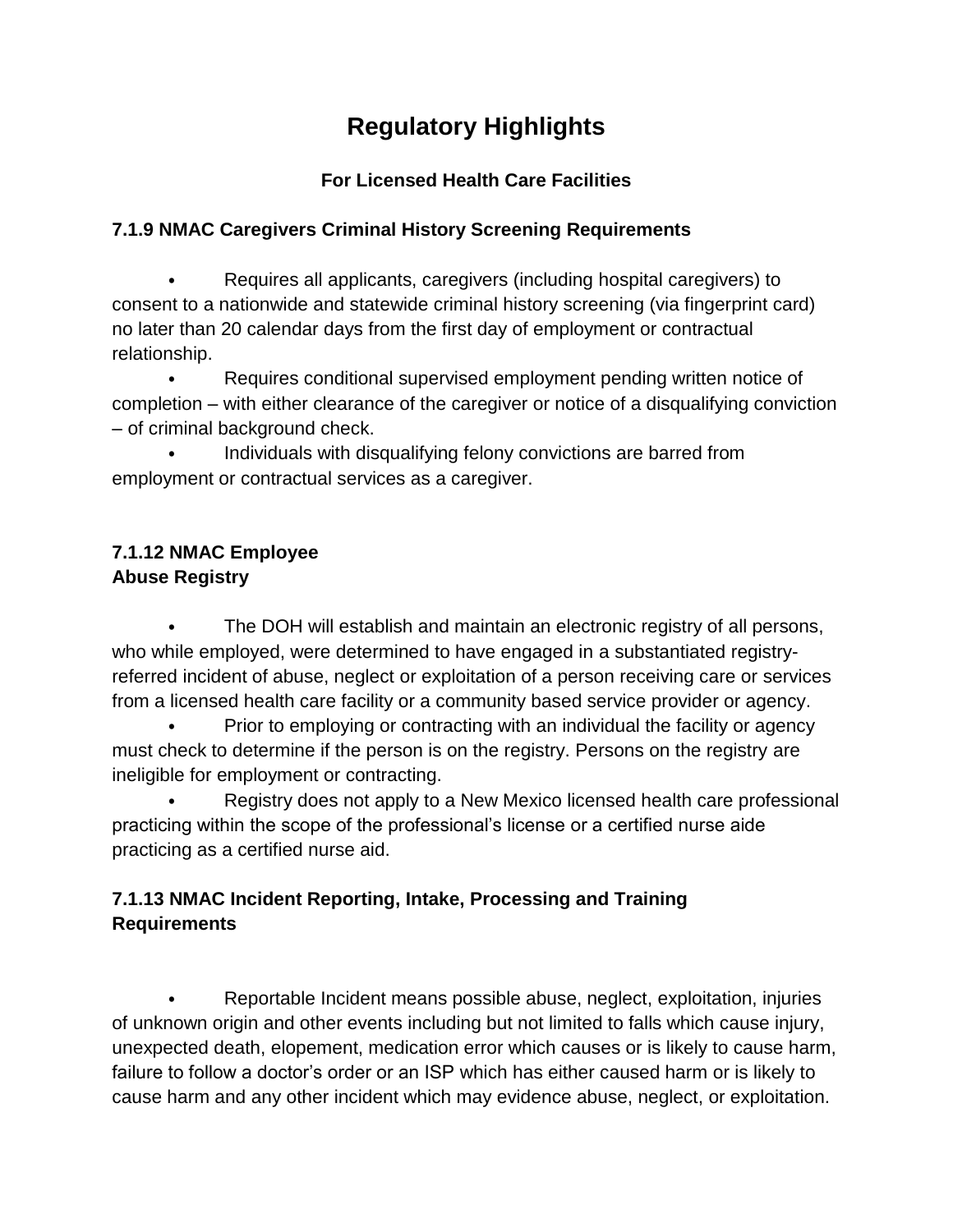# Regulatory Highlights

### For Licensed Health Care Facilities

### 7.1.9 NMAC Caregivers Criminal History Screening Requirements

- Requires all applicants, caregivers (including hospital caregivers) to consent to a nationwide and statewide criminal history screening (via fingerprint card) no later than 20 calendar days from the first day of employment or contractual relationship.
- Requires conditional supervised employment pending written notice of completion – with either clearance of the caregiver or notice of a disqualifying conviction – of criminal background check.
- Individuals with disqualifying felony convictions are barred from employment or contractual services as a caregiver.

### 7.1.12 NMAC Employee Abuse Registry

- The DOH will establish and maintain an electronic registry of all persons, who while employed, were determined to have engaged in a substantiated registry-referred incident of abuse, neglect or exploitation of a person receiving care or services from a licensed health care facility or a community based service provider or agency.
- Prior to employing or contracting with an individual the facility or agency must check to determine if the person is on the registry. Persons on the registry are ineligible for employment or contracting.
- Registry does not apply to a New Mexico licensed health care professional practicing within the scope of the professional's license or a certified nurse aide practicing as a certified nurse aid.

### 7.1.13 NMAC Incident Reporting, Intake, Processing and Training Requirements

- Reportable Incident means possible abuse, neglect, exploitation, injuries of unknown origin and other events including but not limited to falls which cause injury, unexpected death, elopement, medication error which causes or is likely to cause harm, failure to follow a doctor's order or an ISP which has either caused harm or is likely to cause harm and any other incident which may evidence abuse, neglect, or exploitation.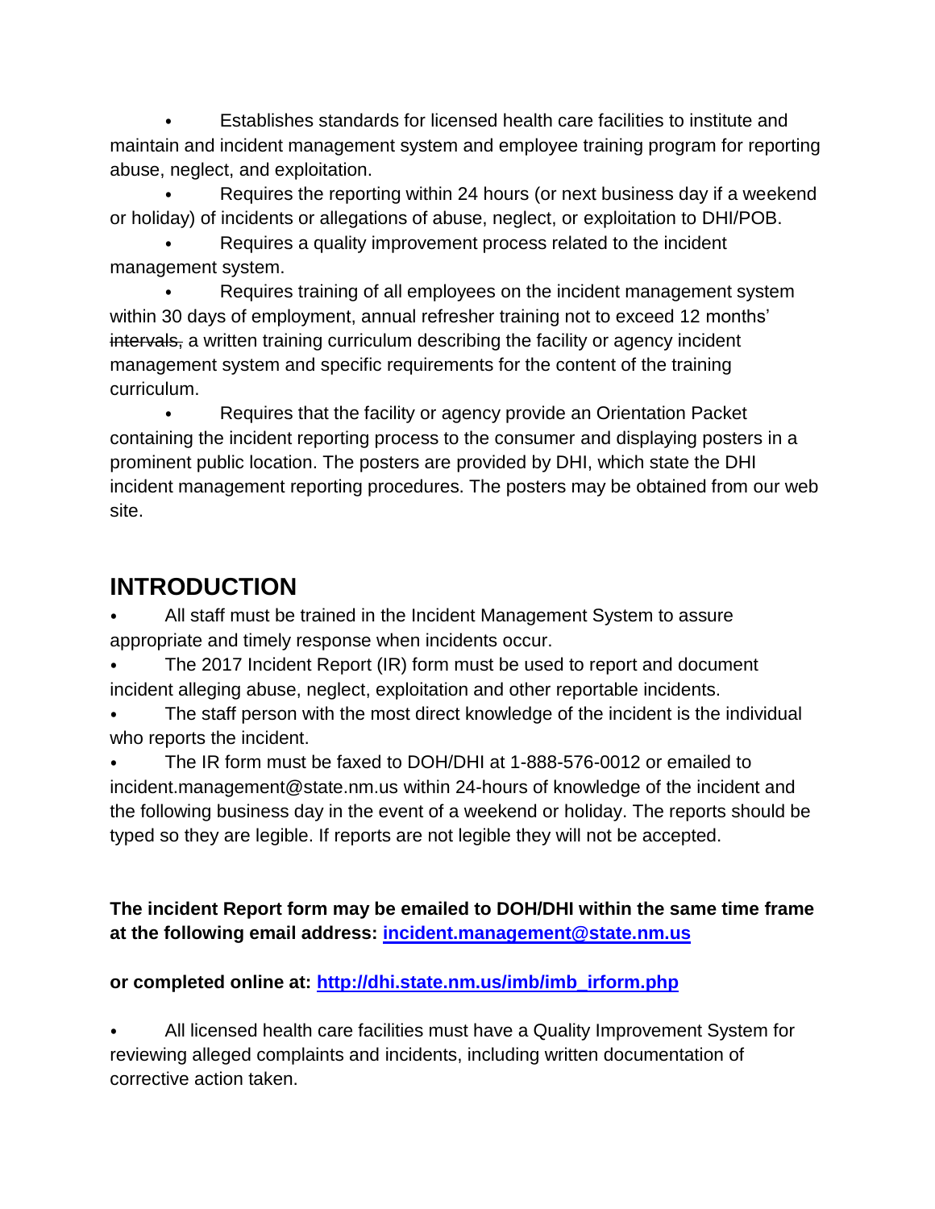- Establishes standards for licensed health care facilities to institute and maintain and incident management system and employee training program for reporting abuse, neglect, and exploitation.
- Requires the reporting within 24 hours (or next business day if a weekend or holiday) of incidents or allegations of abuse, neglect, or exploitation to DHI/POB.
- Requires a quality improvement process related to the incident management system.
- Requires training of all employees on the incident management system within 30 days of employment, annual refresher training not to exceed 12 months' ~~intervals,~~ a written training curriculum describing the facility or agency incident management system and specific requirements for the content of the training curriculum.
- Requires that the facility or agency provide an Orientation Packet containing the incident reporting process to the consumer and displaying posters in a prominent public location. The posters are provided by DHI, which state the DHI incident management reporting procedures. The posters may be obtained from our web site.

## INTRODUCTION

- All staff must be trained in the Incident Management System to assure appropriate and timely response when incidents occur.
- The 2017 Incident Report (IR) form must be used to report and document incident alleging abuse, neglect, exploitation and other reportable incidents.
- The staff person with the most direct knowledge of the incident is the individual who reports the incident.
- The IR form must be faxed to DOH/DHI at 1-888-576-0012 or emailed to incident.management@state.nm.us within 24-hours of knowledge of the incident and the following business day in the event of a weekend or holiday. The reports should be typed so they are legible. If reports are not legible they will not be accepted.

**The incident Report form may be emailed to DOH/DHI within the same time frame at the following email address: [incident.management@state.nm.us](mailto:incident.management@state.nm.us)**

**or completed online at: [http://dhi.state.nm.us/imb/imb_irform.php](http://dhi.state.nm.us/imb/imb_irform.php)**

- All licensed health care facilities must have a Quality Improvement System for reviewing alleged complaints and incidents, including written documentation of corrective action taken.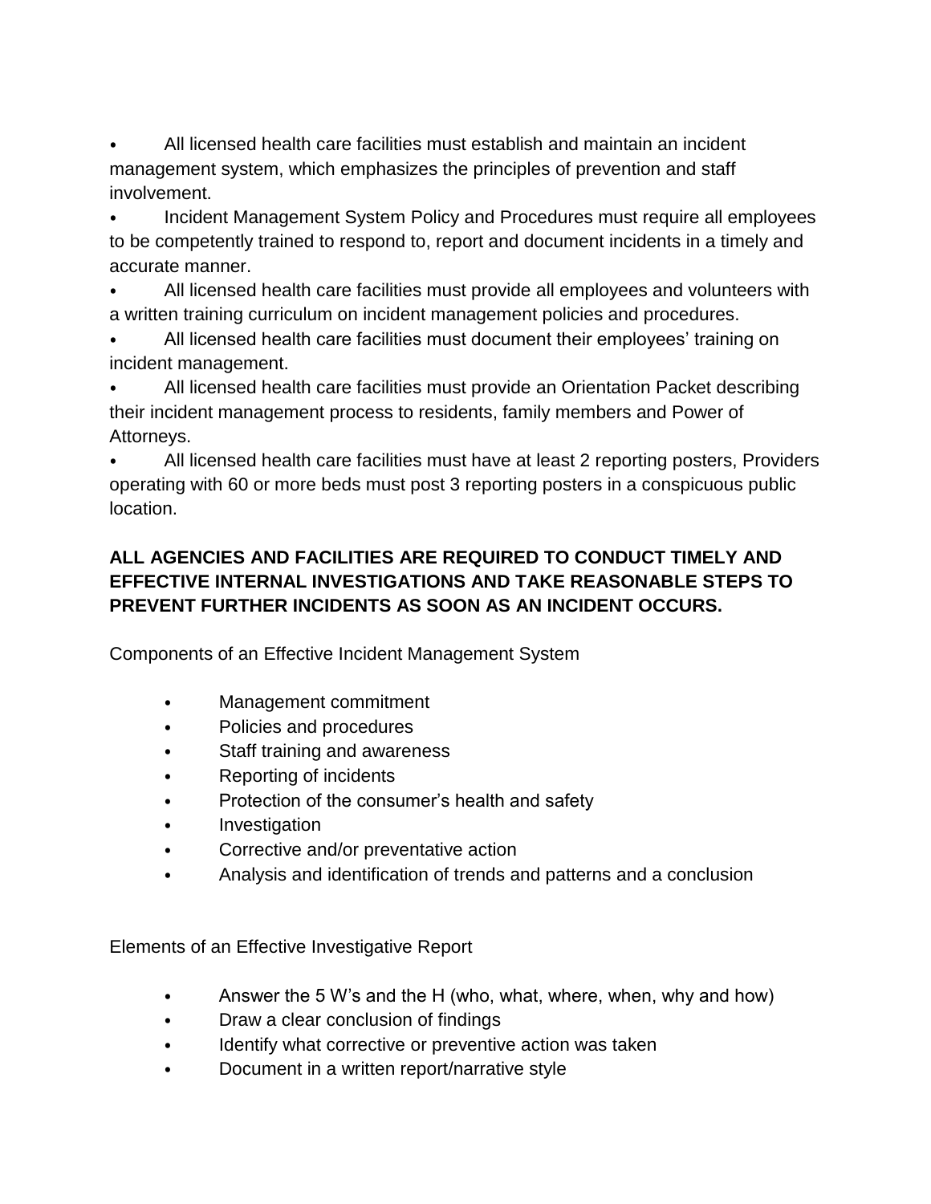- All licensed health care facilities must establish and maintain an incident management system, which emphasizes the principles of prevention and staff involvement.
- Incident Management System Policy and Procedures must require all employees to be competently trained to respond to, report and document incidents in a timely and accurate manner.
- All licensed health care facilities must provide all employees and volunteers with a written training curriculum on incident management policies and procedures.
- All licensed health care facilities must document their employees' training on incident management.
- All licensed health care facilities must provide an Orientation Packet describing their incident management process to residents, family members and Power of Attorneys.
- All licensed health care facilities must have at least 2 reporting posters, Providers operating with 60 or more beds must post 3 reporting posters in a conspicuous public location.

**ALL AGENCIES AND FACILITIES ARE REQUIRED TO CONDUCT TIMELY AND EFFECTIVE INTERNAL INVESTIGATIONS AND TAKE REASONABLE STEPS TO PREVENT FURTHER INCIDENTS AS SOON AS AN INCIDENT OCCURS.**

Components of an Effective Incident Management System

- Management commitment
- Policies and procedures
- Staff training and awareness
- Reporting of incidents
- Protection of the consumer's health and safety
- Investigation
- Corrective and/or preventative action
- Analysis and identification of trends and patterns and a conclusion

Elements of an Effective Investigative Report

- Answer the 5 W's and the H (who, what, where, when, why and how)
- Draw a clear conclusion of findings
- Identify what corrective or preventive action was taken
- Document in a written report/narrative style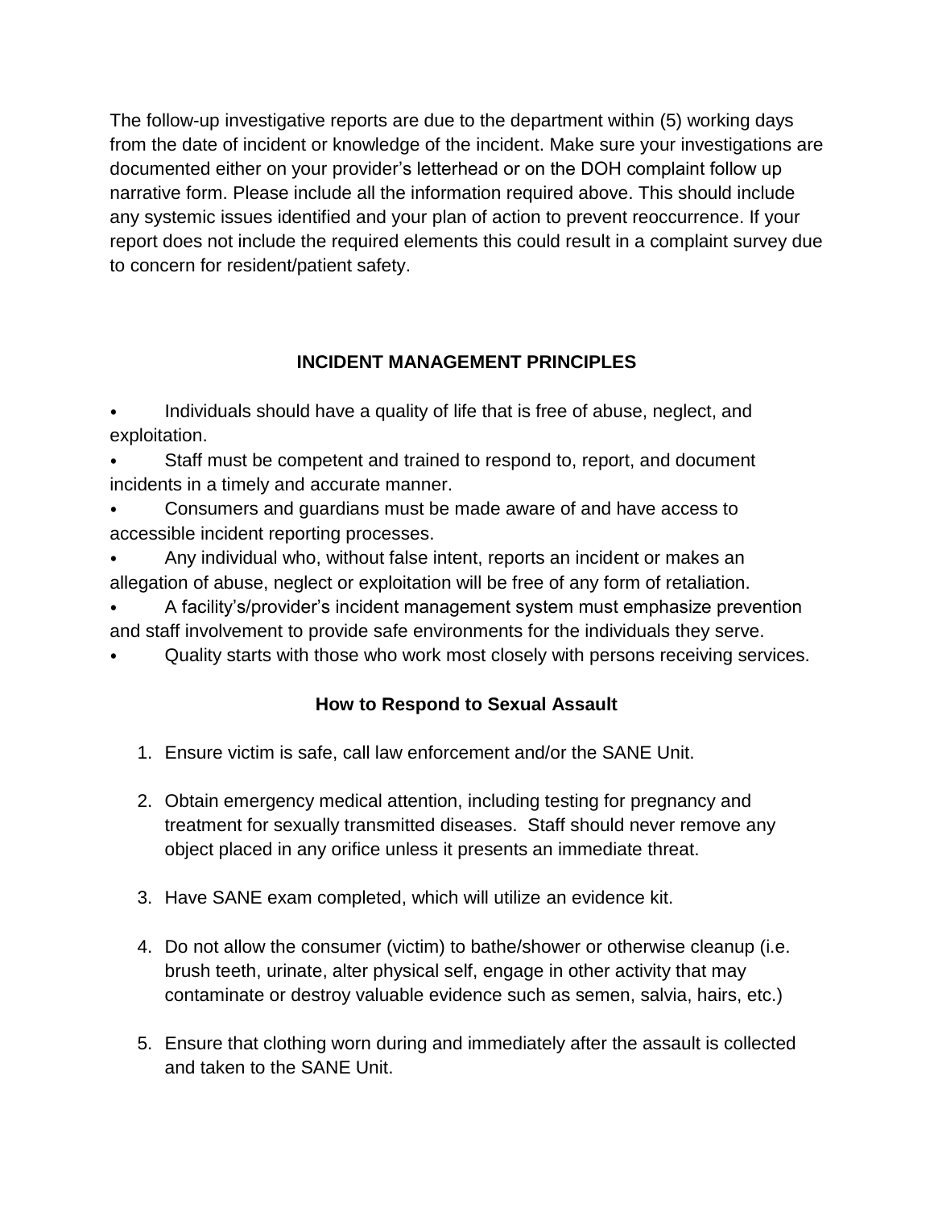The follow-up investigative reports are due to the department within (5) working days from the date of incident or knowledge of the incident. Make sure your investigations are documented either on your provider's letterhead or on the DOH complaint follow up narrative form. Please include all the information required above. This should include any systemic issues identified and your plan of action to prevent reoccurrence. If your report does not include the required elements this could result in a complaint survey due to concern for resident/patient safety.

## INCIDENT MANAGEMENT PRINCIPLES

- Individuals should have a quality of life that is free of abuse, neglect, and exploitation.
- Staff must be competent and trained to respond to, report, and document incidents in a timely and accurate manner.
- Consumers and guardians must be made aware of and have access to accessible incident reporting processes.
- Any individual who, without false intent, reports an incident or makes an allegation of abuse, neglect or exploitation will be free of any form of retaliation.
- A facility's/provider's incident management system must emphasize prevention and staff involvement to provide safe environments for the individuals they serve.
- Quality starts with those who work most closely with persons receiving services.

### How to Respond to Sexual Assault

1. Ensure victim is safe, call law enforcement and/or the SANE Unit.

2. Obtain emergency medical attention, including testing for pregnancy and treatment for sexually transmitted diseases. Staff should never remove any object placed in any orifice unless it presents an immediate threat.

3. Have SANE exam completed, which will utilize an evidence kit.

4. Do not allow the consumer (victim) to bathe/shower or otherwise cleanup (i.e. brush teeth, urinate, alter physical self, engage in other activity that may contaminate or destroy valuable evidence such as semen, salvia, hairs, etc.)

5. Ensure that clothing worn during and immediately after the assault is collected and taken to the SANE Unit.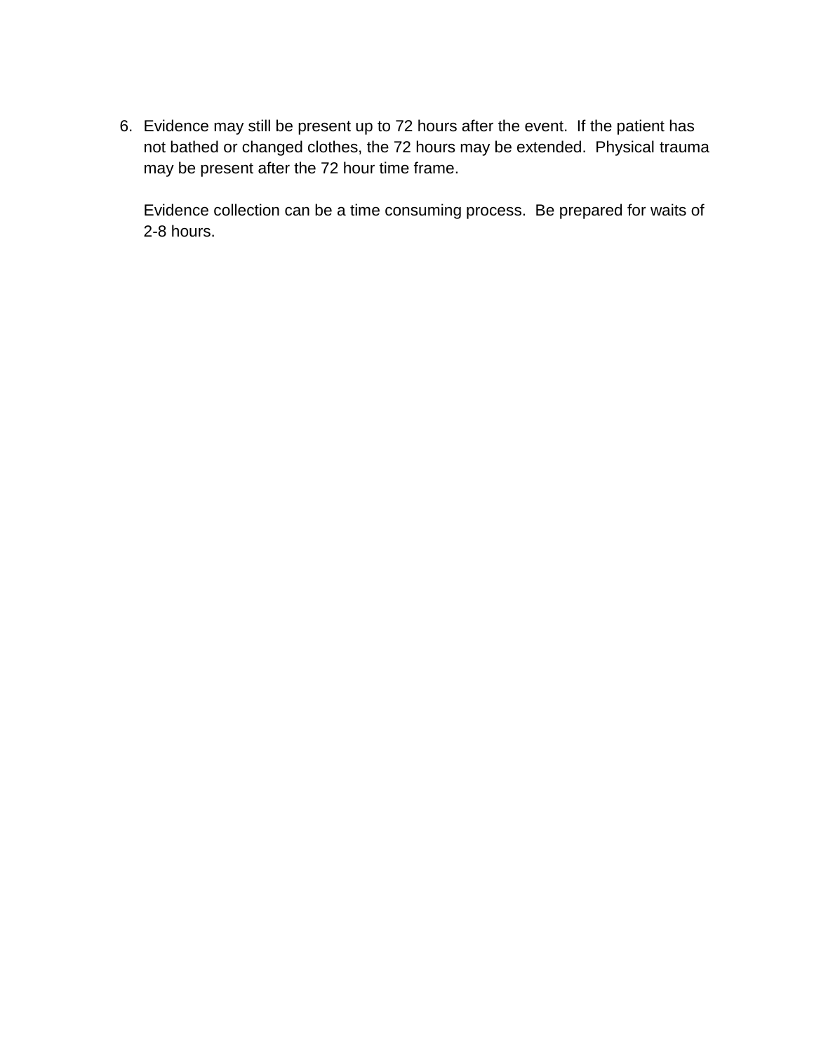6. Evidence may still be present up to 72 hours after the event. If the patient has not bathed or changed clothes, the 72 hours may be extended. Physical trauma may be present after the 72 hour time frame.

   Evidence collection can be a time consuming process. Be prepared for waits of 2-8 hours.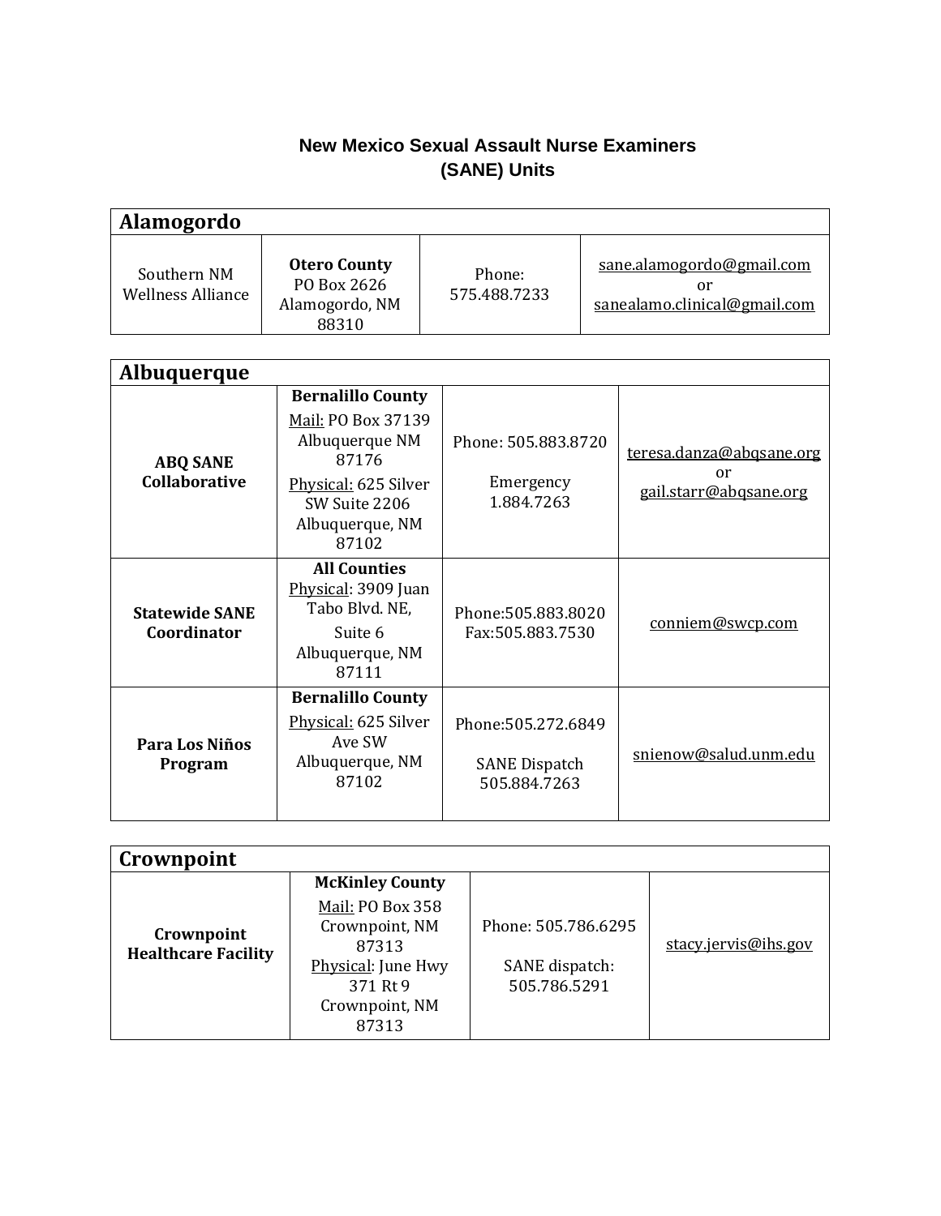# New Mexico Sexual Assault Nurse Examiners (SANE) Units

| Alamogordo | | | |
|---|---|---|---|
| Southern NM Wellness Alliance | **Otero County** PO Box 2626 Alamogordo, NM 88310 | Phone: 575.488.7233 | sane.alamogordo@gmail.com or sanealamo.clinical@gmail.com |

| Albuquerque | | | |
|---|---|---|---|
| **ABQ SANE Collaborative** | **Bernalillo County** Mail: PO Box 37139 Albuquerque NM 87176 Physical: 625 Silver SW Suite 2206 Albuquerque, NM 87102 | Phone: 505.883.8720 Emergency 1.884.7263 | teresa.danza@abqsane.org or gail.starr@abqsane.org |
| **Statewide SANE Coordinator** | **All Counties** Physical: 3909 Juan Tabo Blvd. NE, Suite 6 Albuquerque, NM 87111 | Phone:505.883.8020 Fax:505.883.7530 | conniem@swcp.com |
| **Para Los Niños Program** | **Bernalillo County** Physical: 625 Silver Ave SW Albuquerque, NM 87102 | Phone:505.272.6849 SANE Dispatch 505.884.7263 | snienow@salud.unm.edu |

| Crownpoint | | | |
|---|---|---|---|
| **Crownpoint Healthcare Facility** | **McKinley County** Mail: PO Box 358 Crownpoint, NM 87313 Physical: June Hwy 371 Rt 9 Crownpoint, NM 87313 | Phone: 505.786.6295 SANE dispatch: 505.786.5291 | stacy.jervis@ihs.gov |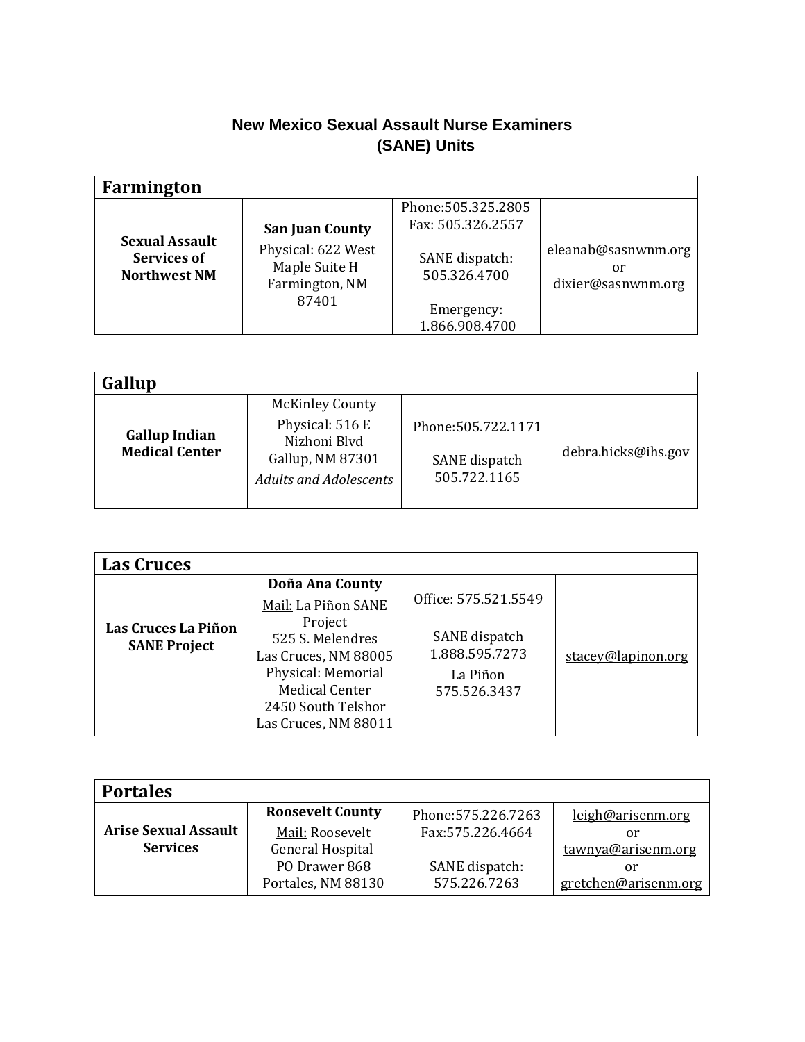# New Mexico Sexual Assault Nurse Examiners (SANE) Units

| Farmington | | | |
|---|---|---|---|
| **Sexual Assault Services of Northwest NM** | **San Juan County**<br>Physical: 622 West Maple Suite H Farmington, NM 87401 | Phone:505.325.2805<br>Fax: 505.326.2557<br><br>SANE dispatch: 505.326.4700<br><br>Emergency: 1.866.908.4700 | eleanab@sasnwnm.org<br>or<br>dixier@sasnwnm.org |

| Gallup | | | |
|---|---|---|---|
| **Gallup Indian Medical Center** | McKinley County<br>Physical: 516 E Nizhoni Blvd Gallup, NM 87301<br>*Adults and Adolescents* | Phone:505.722.1171<br><br>SANE dispatch 505.722.1165 | debra.hicks@ihs.gov |

| Las Cruces | | | |
|---|---|---|---|
| **Las Cruces La Piñon SANE Project** | **Doña Ana County**<br>Mail: La Piñon SANE Project<br>525 S. Melendres<br>Las Cruces, NM 88005<br>Physical: Memorial Medical Center<br>2450 South Telshor<br>Las Cruces, NM 88011 | Office: 575.521.5549<br><br>SANE dispatch 1.888.595.7273<br>La Piñon 575.526.3437 | stacey@lapinon.org |

| Portales | | | |
|---|---|---|---|
| **Arise Sexual Assault Services** | **Roosevelt County**<br>Mail: Roosevelt General Hospital<br>PO Drawer 868<br>Portales, NM 88130 | Phone:575.226.7263<br>Fax:575.226.4664<br><br>SANE dispatch: 575.226.7263 | leigh@arisenm.org<br>or<br>tawnya@arisenm.org<br>or<br>gretchen@arisenm.org |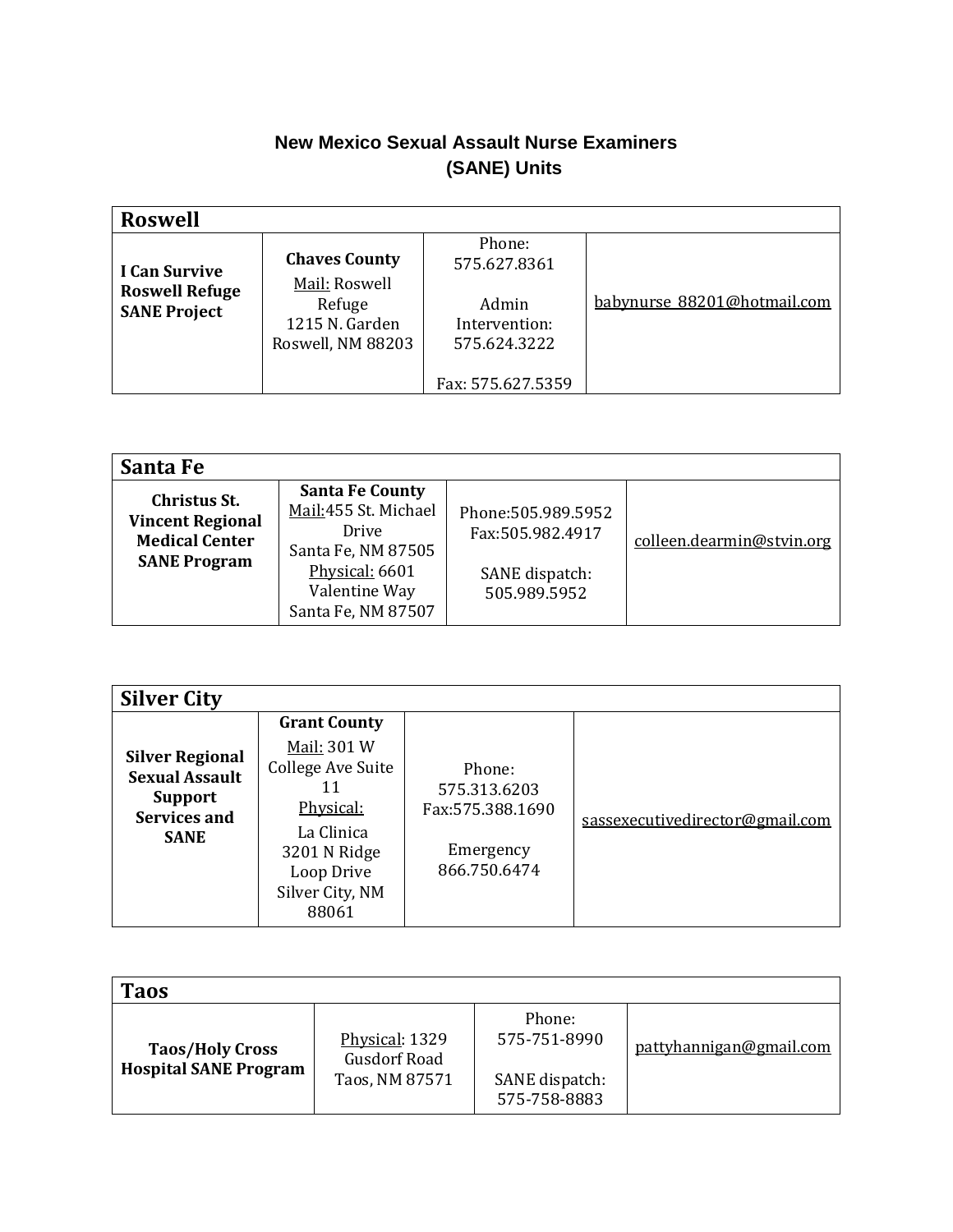# New Mexico Sexual Assault Nurse Examiners (SANE) Units

| Roswell | | | |
|---|---|---|---|
| **I Can Survive Roswell Refuge SANE Project** | **Chaves County**<br>Mail: Roswell Refuge<br>1215 N. Garden<br>Roswell, NM 88203 | Phone: 575.627.8361<br><br>Admin Intervention: 575.624.3222<br><br>Fax: 575.627.5359 | babynurse_88201@hotmail.com |

| Santa Fe | | | |
|---|---|---|---|
| **Christus St. Vincent Regional Medical Center SANE Program** | **Santa Fe County**<br>Mail:455 St. Michael Drive<br>Santa Fe, NM 87505<br>Physical: 6601 Valentine Way<br>Santa Fe, NM 87507 | Phone:505.989.5952<br>Fax:505.982.4917<br><br>SANE dispatch: 505.989.5952 | colleen.dearmin@stvin.org |

| Silver City | | | |
|---|---|---|---|
| **Silver Regional Sexual Assault Support Services and SANE** | **Grant County**<br>Mail: 301 W College Ave Suite 11<br>Physical:<br>La Clinica<br>3201 N Ridge Loop Drive<br>Silver City, NM 88061 | Phone: 575.313.6203<br>Fax:575.388.1690<br><br>Emergency 866.750.6474 | sassexecutivedirector@gmail.com |

| Taos | | | |
|---|---|---|---|
| **Taos/Holy Cross Hospital SANE Program** | Physical: 1329 Gusdorf Road<br>Taos, NM 87571 | Phone: 575-751-8990<br><br>SANE dispatch: 575-758-8883 | pattyhannigan@gmail.com |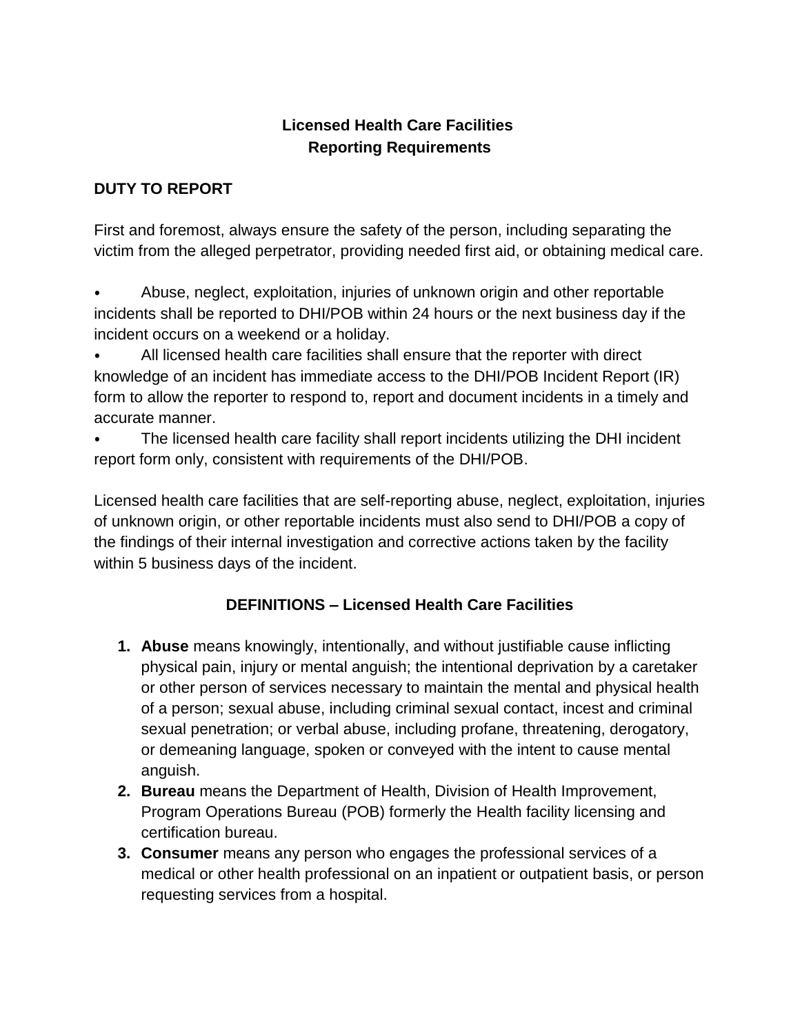# Licensed Health Care Facilities
# Reporting Requirements

## DUTY TO REPORT

First and foremost, always ensure the safety of the person, including separating the victim from the alleged perpetrator, providing needed first aid, or obtaining medical care.

- Abuse, neglect, exploitation, injuries of unknown origin and other reportable incidents shall be reported to DHI/POB within 24 hours or the next business day if the incident occurs on a weekend or a holiday.
- All licensed health care facilities shall ensure that the reporter with direct knowledge of an incident has immediate access to the DHI/POB Incident Report (IR) form to allow the reporter to respond to, report and document incidents in a timely and accurate manner.
- The licensed health care facility shall report incidents utilizing the DHI incident report form only, consistent with requirements of the DHI/POB.

Licensed health care facilities that are self-reporting abuse, neglect, exploitation, injuries of unknown origin, or other reportable incidents must also send to DHI/POB a copy of the findings of their internal investigation and corrective actions taken by the facility within 5 business days of the incident.

## DEFINITIONS – Licensed Health Care Facilities

1. **Abuse** means knowingly, intentionally, and without justifiable cause inflicting physical pain, injury or mental anguish; the intentional deprivation by a caretaker or other person of services necessary to maintain the mental and physical health of a person; sexual abuse, including criminal sexual contact, incest and criminal sexual penetration; or verbal abuse, including profane, threatening, derogatory, or demeaning language, spoken or conveyed with the intent to cause mental anguish.
2. **Bureau** means the Department of Health, Division of Health Improvement, Program Operations Bureau (POB) formerly the Health facility licensing and certification bureau.
3. **Consumer** means any person who engages the professional services of a medical or other health professional on an inpatient or outpatient basis, or person requesting services from a hospital.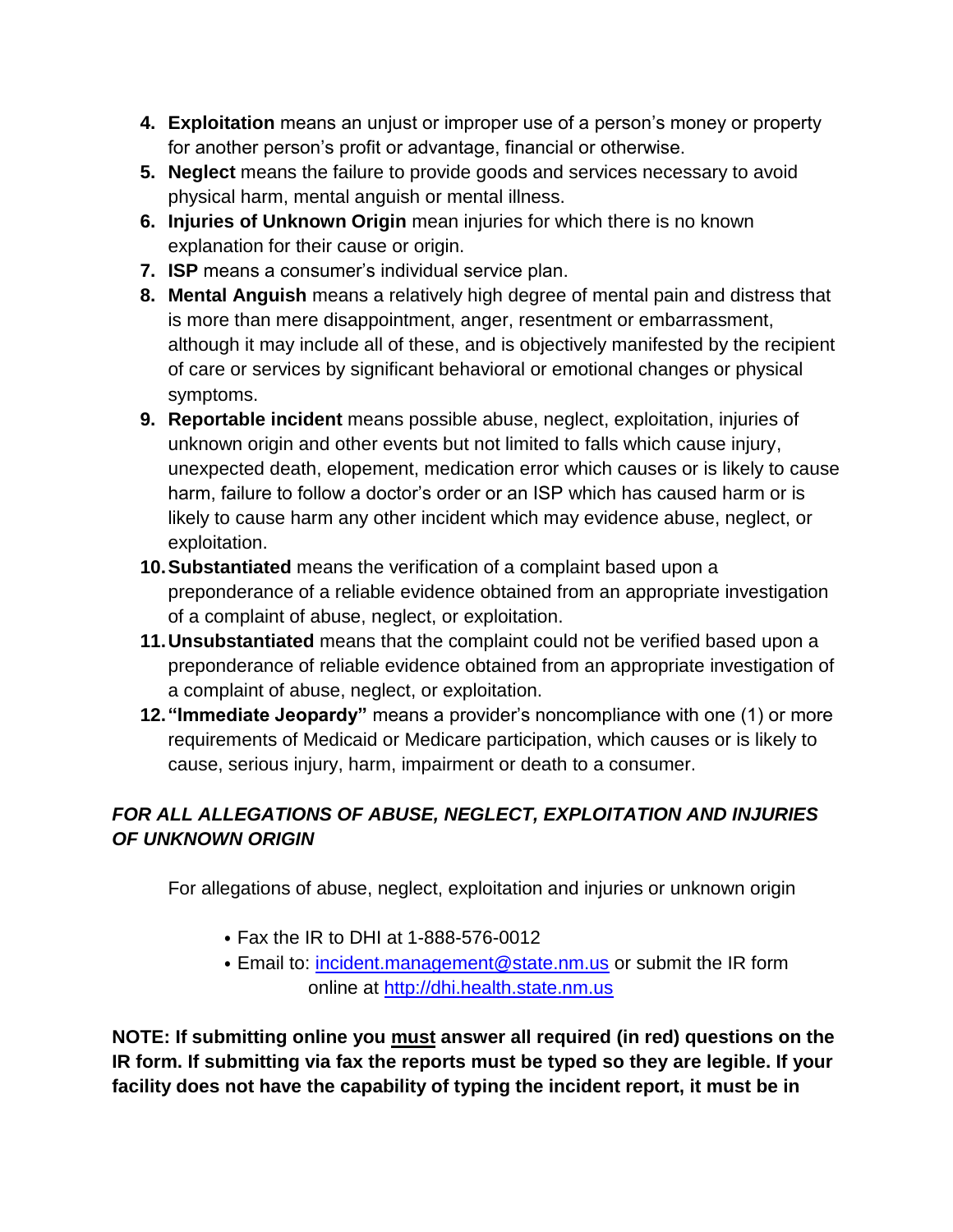4. **Exploitation** means an unjust or improper use of a person's money or property for another person's profit or advantage, financial or otherwise.
5. **Neglect** means the failure to provide goods and services necessary to avoid physical harm, mental anguish or mental illness.
6. **Injuries of Unknown Origin** mean injuries for which there is no known explanation for their cause or origin.
7. **ISP** means a consumer's individual service plan.
8. **Mental Anguish** means a relatively high degree of mental pain and distress that is more than mere disappointment, anger, resentment or embarrassment, although it may include all of these, and is objectively manifested by the recipient of care or services by significant behavioral or emotional changes or physical symptoms.
9. **Reportable incident** means possible abuse, neglect, exploitation, injuries of unknown origin and other events but not limited to falls which cause injury, unexpected death, elopement, medication error which causes or is likely to cause harm, failure to follow a doctor's order or an ISP which has caused harm or is likely to cause harm any other incident which may evidence abuse, neglect, or exploitation.
10. **Substantiated** means the verification of a complaint based upon a preponderance of a reliable evidence obtained from an appropriate investigation of a complaint of abuse, neglect, or exploitation.
11. **Unsubstantiated** means that the complaint could not be verified based upon a preponderance of reliable evidence obtained from an appropriate investigation of a complaint of abuse, neglect, or exploitation.
12. **"Immediate Jeopardy"** means a provider's noncompliance with one (1) or more requirements of Medicaid or Medicare participation, which causes or is likely to cause, serious injury, harm, impairment or death to a consumer.

***FOR ALL ALLEGATIONS OF ABUSE, NEGLECT, EXPLOITATION AND INJURIES OF UNKNOWN ORIGIN***

For allegations of abuse, neglect, exploitation and injuries or unknown origin

- Fax the IR to DHI at 1-888-576-0012
- Email to: incident.management@state.nm.us or submit the IR form online at http://dhi.health.state.nm.us

**NOTE: If submitting online you <u>must</u> answer all required (in red) questions on the IR form. If submitting via fax the reports must be typed so they are legible. If your facility does not have the capability of typing the incident report, it must be in**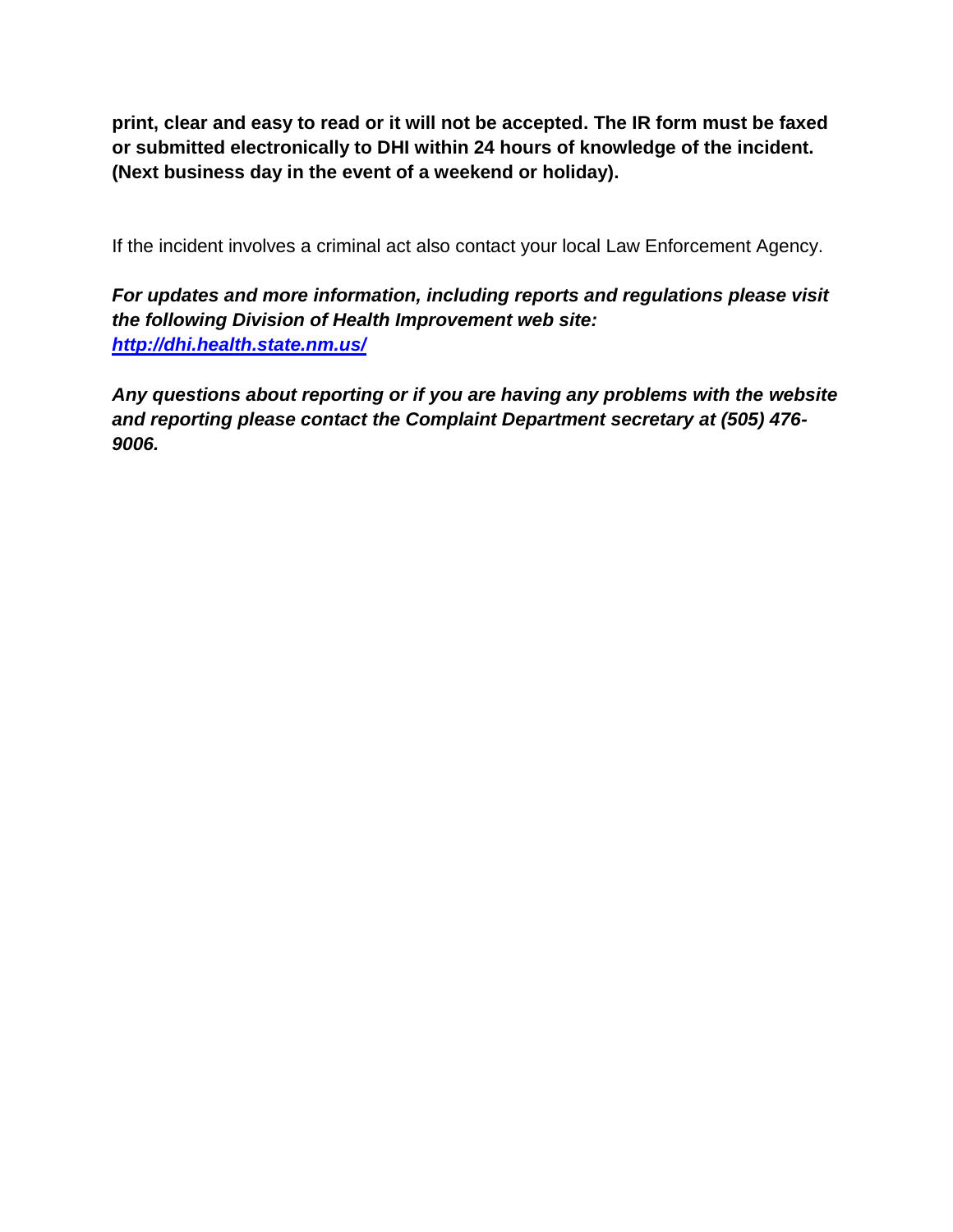**print, clear and easy to read or it will not be accepted. The IR form must be faxed or submitted electronically to DHI within 24 hours of knowledge of the incident. (Next business day in the event of a weekend or holiday).**

If the incident involves a criminal act also contact your local Law Enforcement Agency.

***For updates and more information, including reports and regulations please visit the following Division of Health Improvement web site:***
***[http://dhi.health.state.nm.us/](http://dhi.health.state.nm.us/)***

***Any questions about reporting or if you are having any problems with the website and reporting please contact the Complaint Department secretary at (505) 476-9006.***